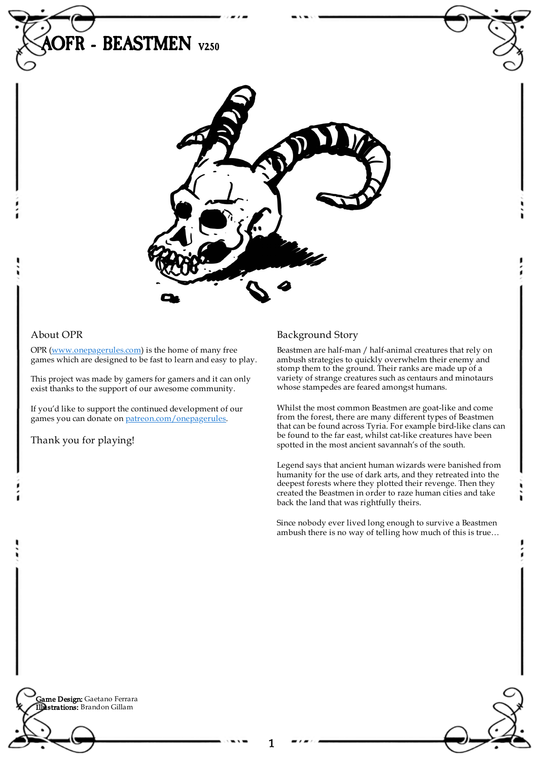# AOFR - BEASTMEN V2.50

## About OPR

OPR (www.onepagerules.com) is the home of many free games which are designed to be fast to learn and easy to play.

This project was made by gamers for gamers and it can only exist thanks to the support of our awesome community.

If you'd like to support the continued development of our games you can donate on patreon.com/onepagerules.

Thank you for playing!

## Background Story

Beastmen are half-man / half-animal creatures that rely on ambush strategies to quickly overwhelm their enemy and stomp them to the ground. Their ranks are made up of a variety of strange creatures such as centaurs and minotaurs whose stampedes are feared amongst humans.

Whilst the most common Beastmen are goat-like and come from the forest, there are many different types of Beastmen that can be found across Tyria. For example bird-like clans can be found to the far east, whilst cat-like creatures have been spotted in the most ancient savannah's of the south.

Legend says that ancient human wizards were banished from humanity for the use of dark arts, and they retreated into the deepest forests where they plotted their revenge. Then they created the Beastmen in order to raze human cities and take back the land that was rightfully theirs.

Since nobody ever lived long enough to survive a Beastmen ambush there is no way of telling how much of this is true…

**Game Design:** Gaetano Ferrara
**Illustrations:** Brandon Gillam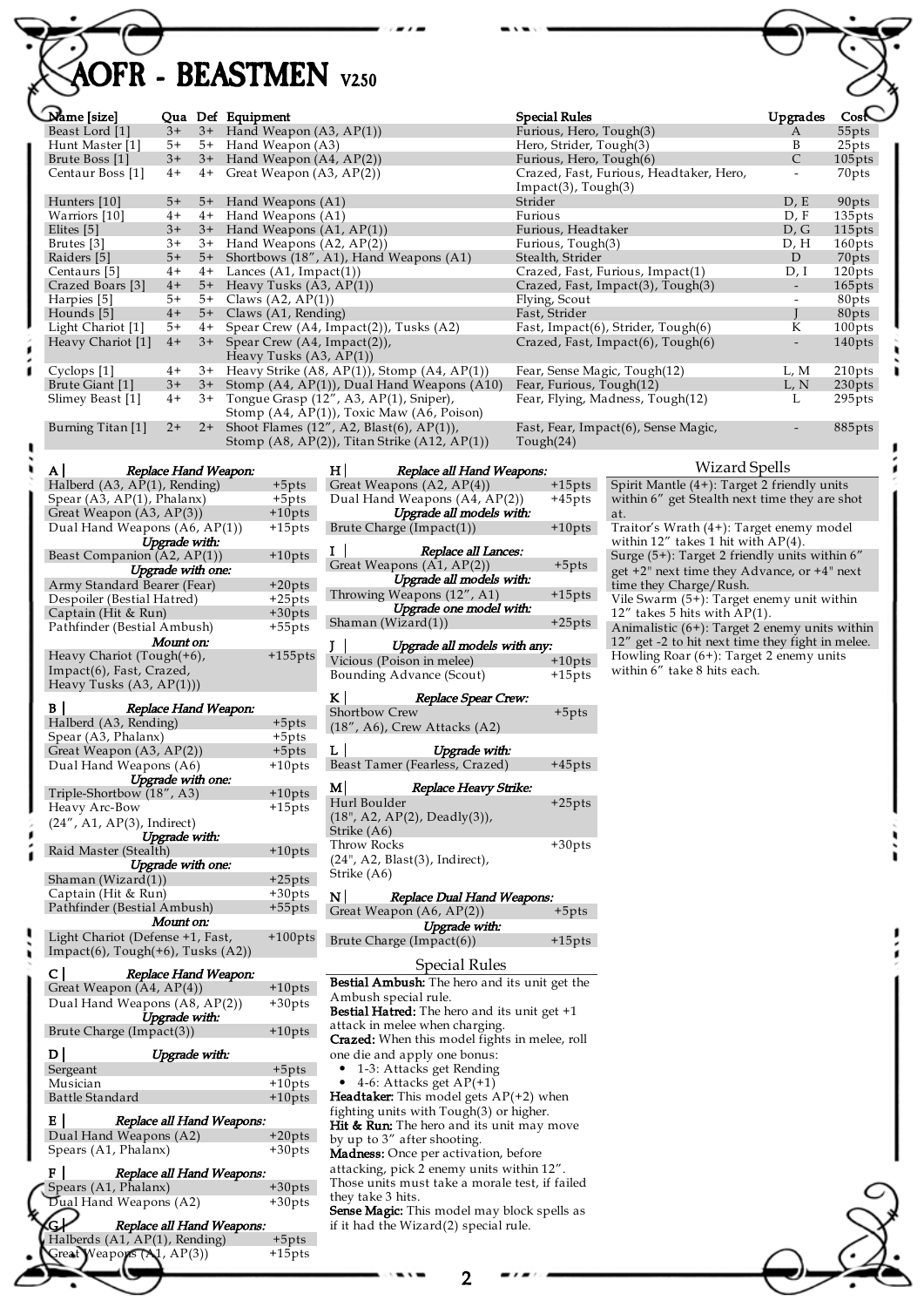# AOFR - BEASTMEN V2.50

| Name [size] | Qua | Def | Equipment | Special Rules | Upgrades | Cost |
|---|---|---|---|---|---|---|
| Beast Lord [1] | 3+ | 3+ | Hand Weapon (A3, AP(1)) | Furious, Hero, Tough(3) | A | 55pts |
| Hunt Master [1] | 5+ | 5+ | Hand Weapon (A3) | Hero, Strider, Tough(3) | B | 25pts |
| Brute Boss [1] | 3+ | 3+ | Hand Weapon (A4, AP(2)) | Furious, Hero, Tough(6) | C | 105pts |
| Centaur Boss [1] | 4+ | 4+ | Great Weapon (A3, AP(2)) | Crazed, Fast, Furious, Headtaker, Hero, Impact(3), Tough(3) | - | 70pts |
| Hunters [10] | 5+ | 5+ | Hand Weapons (A1) | Strider | D, E | 90pts |
| Warriors [10] | 4+ | 4+ | Hand Weapons (A1) | Furious | D, F | 135pts |
| Elites [5] | 3+ | 3+ | Hand Weapons (A1, AP(1)) | Furious, Headtaker | D, G | 115pts |
| Brutes [3] | 3+ | 3+ | Hand Weapons (A2, AP(2)) | Furious, Tough(3) | D, H | 160pts |
| Raiders [5] | 5+ | 5+ | Shortbows (18", A1), Hand Weapons (A1) | Stealth, Strider | D | 70pts |
| Centaurs [5] | 4+ | 4+ | Lances (A1, Impact(1)) | Crazed, Fast, Furious, Impact(1) | D, I | 120pts |
| Crazed Boars [3] | 4+ | 5+ | Heavy Tusks (A3, AP(1)) | Crazed, Fast, Impact(3), Tough(3) | - | 165pts |
| Harpies [5] | 5+ | 5+ | Claws (A2, AP(1)) | Flying, Scout | - | 80pts |
| Hounds [5] | 4+ | 5+ | Claws (A1, Rending) | Fast, Strider | J | 80pts |
| Light Chariot [1] | 5+ | 4+ | Spear Crew (A4, Impact(2)), Tusks (A2) | Fast, Impact(6), Strider, Tough(6) | K | 100pts |
| Heavy Chariot [1] | 4+ | 3+ | Spear Crew (A4, Impact(2)), Heavy Tusks (A3, AP(1)) | Crazed, Fast, Impact(6), Tough(6) | - | 140pts |
| Cyclops [1] | 4+ | 3+ | Heavy Strike (A8, AP(1)), Stomp (A4, AP(1)) | Fear, Sense Magic, Tough(12) | L, M | 210pts |
| Brute Giant [1] | 3+ | 3+ | Stomp (A4, AP(1)), Dual Hand Weapons (A10) | Fear, Furious, Tough(12) | L, N | 230pts |
| Slimey Beast [1] | 4+ | 3+ | Tongue Grasp (12", A3, AP(1), Sniper), Stomp (A4, AP(1)), Toxic Maw (A6, Poison) | Fear, Flying, Madness, Tough(12) | L | 295pts |
| Burning Titan [1] | 2+ | 2+ | Shoot Flames (12", A2, Blast(6), AP(1)), Stomp (A8, AP(2)), Titan Strike (A12, AP(1)) | Fast, Fear, Impact(6), Sense Magic, Tough(24) | - | 885pts |

| A | *Replace Hand Weapon:* | |
|---|---|---|
| Halberd (A3, AP(1), Rending) | +5pts |
| Spear (A3, AP(1), Phalanx) | +5pts |
| Great Weapon (A3, AP(3)) | +10pts |
| Dual Hand Weapons (A6, AP(1)) | +15pts |
| *Upgrade with:* | |
| Beast Companion (A2, AP(1)) | +10pts |
| *Upgrade with one:* | |
| Army Standard Bearer (Fear) | +20pts |
| Despoiler (Bestial Hatred) | +25pts |
| Captain (Hit & Run) | +30pts |
| Pathfinder (Bestial Ambush) | +55pts |
| *Mount on:* | |
| Heavy Chariot (Tough(+6), Impact(6), Fast, Crazed, Heavy Tusks (A3, AP(1))) | +155pts |

| B | *Replace Hand Weapon:* |
|---|---|
| Halberd (A3, Rending) | +5pts |
| Spear (A3, Phalanx) | +5pts |
| Great Weapon (A3, AP(2)) | +5pts |
| Dual Hand Weapons (A6) | +10pts |
| *Upgrade with one:* | |
| Triple-Shortbow (18", A3) | +10pts |
| Heavy Arc-Bow (24", A1, AP(3), Indirect) | +15pts |
| *Upgrade with:* | |
| Raid Master (Stealth) | +10pts |
| *Upgrade with one:* | |
| Shaman (Wizard(1)) | +25pts |
| Captain (Hit & Run) | +30pts |
| Pathfinder (Bestial Ambush) | +55pts |
| *Mount on:* | |
| Light Chariot (Defense +1, Fast, Impact(6), Tough(+6), Tusks (A2)) | +100pts |

| C | *Replace Hand Weapon:* |
|---|---|
| Great Weapon (A4, AP(4)) | +10pts |
| Dual Hand Weapons (A8, AP(2)) | +30pts |
| *Upgrade with:* | |
| Brute Charge (Impact(3)) | +10pts |

| D | *Upgrade with:* |
|---|---|
| Sergeant | +5pts |
| Musician | +10pts |
| Battle Standard | +10pts |

| E | *Replace all Hand Weapons:* |
|---|---|
| Dual Hand Weapons (A2) | +20pts |
| Spears (A1, Phalanx) | +30pts |

| F | *Replace all Hand Weapons:* |
|---|---|
| Spears (A1, Phalanx) | +30pts |
| Dual Hand Weapons (A2) | +30pts |

| G | *Replace all Hand Weapons:* |
|---|---|
| Halberds (A1, AP(1), Rending) | +5pts |
| Great Weapons (A1, AP(3)) | +15pts |

| H | *Replace all Hand Weapons:* |
|---|---|
| Great Weapons (A2, AP(4)) | +15pts |
| Dual Hand Weapons (A4, AP(2)) | +45pts |
| *Upgrade all models with:* | |
| Brute Charge (Impact(1)) | +10pts |

| I | *Replace all Lances:* |
|---|---|
| Great Weapons (A1, AP(2)) | +5pts |
| *Upgrade all models with:* | |
| Throwing Weapons (12", A1) | +15pts |
| *Upgrade one model with:* | |
| Shaman (Wizard(1)) | +25pts |

| J | *Upgrade all models with any:* |
|---|---|
| Vicious (Poison in melee) | +10pts |
| Bounding Advance (Scout) | +15pts |

| K | *Replace Spear Crew:* |
|---|---|
| Shortbow Crew (18", A6), Crew Attacks (A2) | +5pts |

| L | *Upgrade with:* |
|---|---|
| Beast Tamer (Fearless, Crazed) | +45pts |

| M | *Replace Heavy Strike:* |
|---|---|
| Hurl Boulder (18", A2, AP(2), Deadly(3)), Strike (A6) | +25pts |
| Throw Rocks (24", A2, Blast(3), Indirect), Strike (A6) | +30pts |

| N | *Replace Dual Hand Weapons:* |
|---|---|
| Great Weapon (A6, AP(2)) | +5pts |
| *Upgrade with:* | |
| Brute Charge (Impact(6)) | +15pts |

## Special Rules

**Bestial Ambush:** The hero and its unit get the Ambush special rule.
**Bestial Hatred:** The hero and its unit get +1 attack in melee when charging.
**Crazed:** When this model fights in melee, roll one die and apply one bonus:

- 1-3: Attacks get Rending
- 4-6: Attacks get AP(+1)

**Headtaker:** This model gets AP(+2) when fighting units with Tough(3) or higher.
**Hit & Run:** The hero and its unit may move by up to 3" after shooting.
**Madness:** Once per activation, before attacking, pick 2 enemy units within 12". Those units must take a morale test, if failed they take 3 hits.
**Sense Magic:** This model may block spells as if it had the Wizard(2) special rule.

## Wizard Spells

Spirit Mantle (4+): Target 2 friendly units within 6" get Stealth next time they are shot at.
Traitor's Wrath (4+): Target enemy model within 12" takes 1 hit with AP(4).
Surge (5+): Target 2 friendly units within 6" get +2" next time they Advance, or +4" next time they Charge/Rush.
Vile Swarm (5+): Target enemy unit within 12" takes 5 hits with AP(1).
Animalistic (6+): Target 2 enemy units within 12" get -2 to hit next time they fight in melee.
Howling Roar (6+): Target 2 enemy units within 6" take 8 hits each.